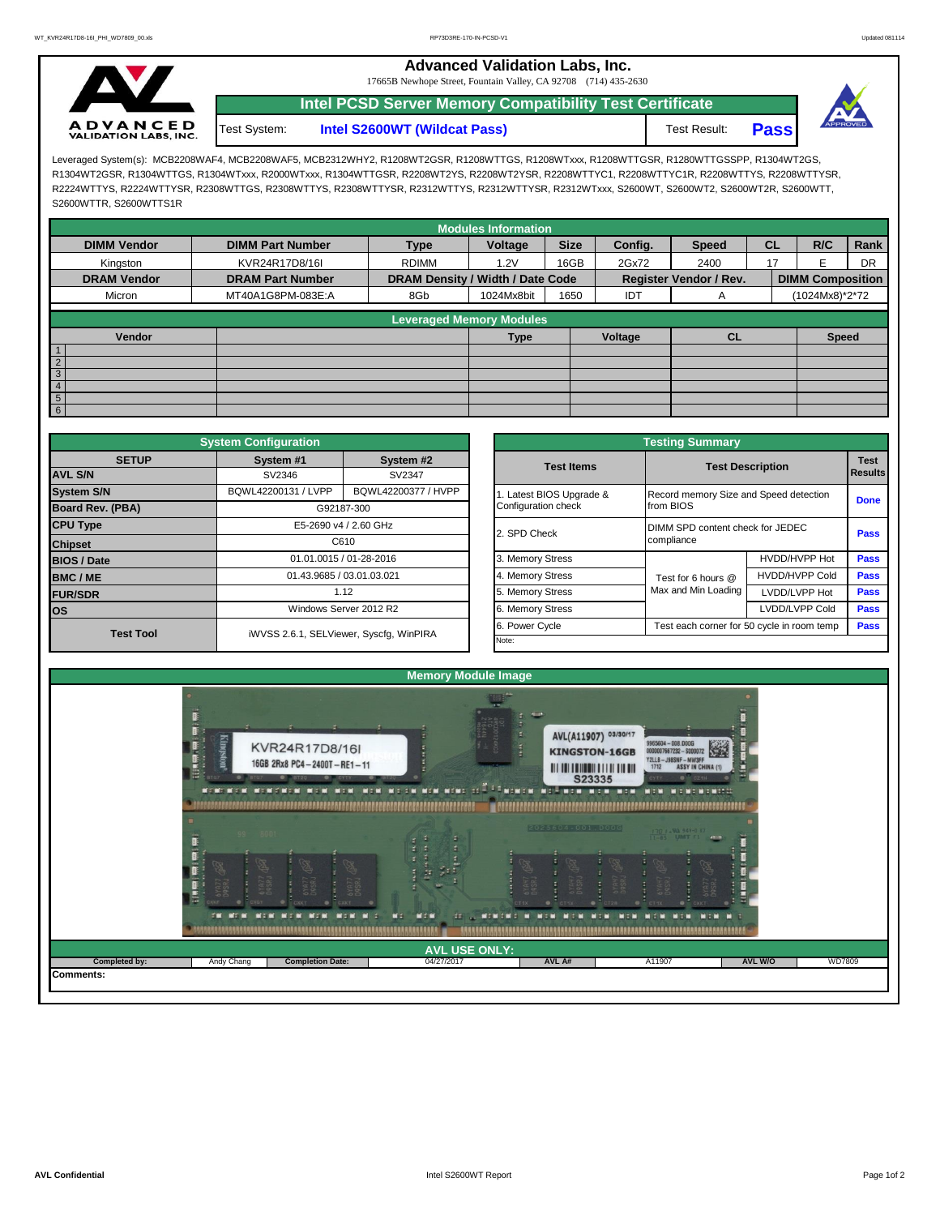# Advanced Validation Labs, Inc.

17665B Newhope Street, Fountain Valley, CA 92708 (714) 435-2630

## Intel PCSD Server Memory Compatibility Test Certificate

Test System: **Intel S2600WT (Wildcat Pass)** Test Result: **Pass**

Leveraged System(s): MCB2208WAF4, MCB2208WAF5, MCB2312WHY2, R1208WT2GSR, R1208WTTGS, R1208WTxxx, R1208WTTGSR, R1280WTTGSSPP, R1304WT2GS, R1304WT2GSR, R1304WTTGS, R1304WTxxx, R2000WTxxx, R1304WTTGSR, R2208WT2YS, R2208WT2YSR, R2208WTTYC1, R2208WTTYC1R, R2208WTTYS, R2208WTTYSR, R2224WTTYS, R2224WTTYSR, R2308WTTGS, R2308WTTYS, R2308WTTYSR, R2312WTTYS, R2312WTTYSR, R2312WTxxx, S2600WT, S2600WT2, S2600WT2R, S2600WTT, S2600WTTR, S2600WTTS1R

### Modules Information

| DIMM Vendor | DIMM Part Number | Type | Voltage | Size | Config. | Speed | CL | R/C | Rank |
|---|---|---|---|---|---|---|---|---|---|
| Kingston | KVR24R17D8/16I | RDIMM | 1.2V | 16GB | 2Gx72 | 2400 | 17 | E | DR |
| **DRAM Vendor** | **DRAM Part Number** | **DRAM Density / Width / Date Code** | | | **Register Vendor / Rev.** | | **DIMM Composition** | | |
| Micron | MT40A1G8PM-083E:A | 8Gb | 1024Mx8bit | 1650 | IDT | A | (1024Mx8)*2*72 | | |

### Leveraged Memory Modules

| | Vendor | | Type | Voltage | CL | Speed |
|---|---|---|---|---|---|---|
| 1 | | | | | | |
| 2 | | | | | | |
| 3 | | | | | | |
| 4 | | | | | | |
| 5 | | | | | | |
| 6 | | | | | | |

### System Configuration

| SETUP | System #1 | System #2 |
|---|---|---|
| AVL S/N | SV2346 | SV2347 |
| System S/N | BQWL42200131 / LVPP | BQWL42200377 / HVPP |
| Board Rev. (PBA) | G92187-300 | |
| CPU Type | E5-2690 v4 / 2.60 GHz | |
| Chipset | C610 | |
| BIOS / Date | 01.01.0015 / 01-28-2016 | |
| BMC / ME | 01.43.9685 / 03.01.03.021 | |
| FUR/SDR | 1.12 | |
| OS | Windows Server 2012 R2 | |
| Test Tool | iWVSS 2.6.1, SELViewer, Syscfg, WinPIRA | |

### Testing Summary

| Test Items | Test Description | | Test Results |
|---|---|---|---|
| 1. Latest BIOS Upgrade & Configuration check | Record memory Size and Speed detection from BIOS | | Done |
| 2. SPD Check | DIMM SPD content check for JEDEC compliance | | Pass |
| 3. Memory Stress | Test for 6 hours @ Max and Min Loading | HVDD/HVPP Hot | Pass |
| 4. Memory Stress | | HVDD/HVPP Cold | Pass |
| 5. Memory Stress | | LVDD/LVPP Hot | Pass |
| 6. Memory Stress | | LVDD/LVPP Cold | Pass |
| 6. Power Cycle | Test each corner for 50 cycle in room temp | | Pass |
| Note: | | | |

### Memory Module Image

### AVL USE ONLY:

| Completed by: | Andy Chang | Completion Date: | 04/27/2017 | AVL A# | A11907 | AVL W/O | WD7809 |
|---|---|---|---|---|---|---|---|

Comments: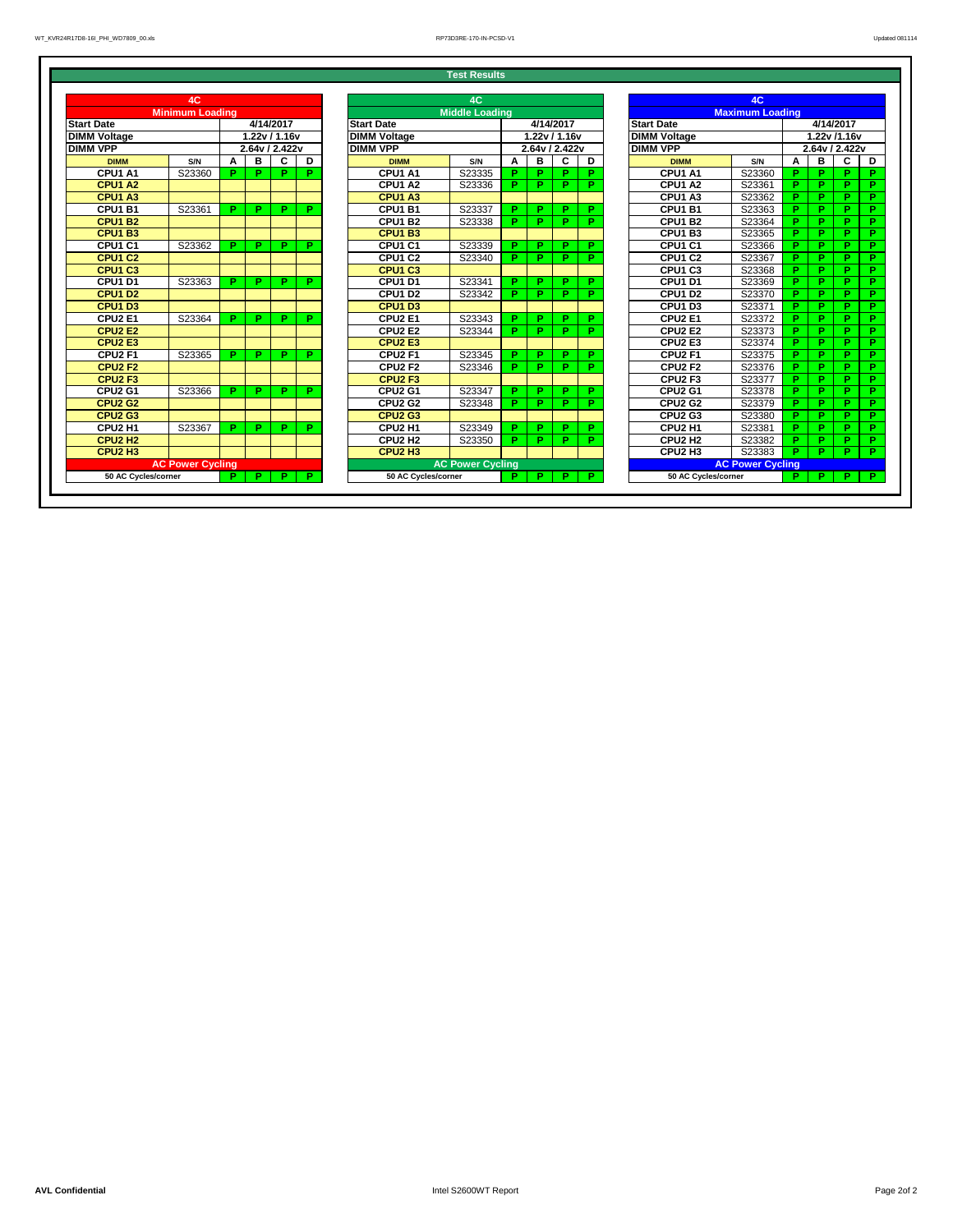## Test Results

| 4C Minimum Loading | | | | | |
|---|---|---|---|---|---|
| **Start Date** | | 4/14/2017 | | | |
| **DIMM Voltage** | | 1.22v / 1.16v | | | |
| **DIMM VPP** | | 2.64v / 2.422v | | | |
| **DIMM** | **S/N** | **A** | **B** | **C** | **D** |
| **CPU1 A1** | S23360 | P | P | P | P |
| **CPU1 A2** | | | | | |
| **CPU1 A3** | | | | | |
| **CPU1 B1** | S23361 | P | P | P | P |
| **CPU1 B2** | | | | | |
| **CPU1 B3** | | | | | |
| **CPU1 C1** | S23362 | P | P | P | P |
| **CPU1 C2** | | | | | |
| **CPU1 C3** | | | | | |
| **CPU1 D1** | S23363 | P | P | P | P |
| **CPU1 D2** | | | | | |
| **CPU1 D3** | | | | | |
| **CPU2 E1** | S23364 | P | P | P | P |
| **CPU2 E2** | | | | | |
| **CPU2 E3** | | | | | |
| **CPU2 F1** | S23365 | P | P | P | P |
| **CPU2 F2** | | | | | |
| **CPU2 F3** | | | | | |
| **CPU2 G1** | S23366 | P | P | P | P |
| **CPU2 G2** | | | | | |
| **CPU2 G3** | | | | | |
| **CPU2 H1** | S23367 | P | P | P | P |
| **CPU2 H2** | | | | | |
| **CPU2 H3** | | | | | |
| **AC Power Cycling** | | | | | |
| **50 AC Cycles/corner** | | P | P | P | P |

| 4C Middle Loading | | | | | |
|---|---|---|---|---|---|
| **Start Date** | | 4/14/2017 | | | |
| **DIMM Voltage** | | 1.22v / 1.16v | | | |
| **DIMM VPP** | | 2.64v / 2.422v | | | |
| **DIMM** | **S/N** | **A** | **B** | **C** | **D** |
| **CPU1 A1** | S23335 | P | P | P | P |
| **CPU1 A2** | S23336 | P | P | P | P |
| **CPU1 A3** | | | | | |
| **CPU1 B1** | S23337 | P | P | P | P |
| **CPU1 B2** | S23338 | P | P | P | P |
| **CPU1 B3** | | | | | |
| **CPU1 C1** | S23339 | P | P | P | P |
| **CPU1 C2** | S23340 | P | P | P | P |
| **CPU1 C3** | | | | | |
| **CPU1 D1** | S23341 | P | P | P | P |
| **CPU1 D2** | S23342 | P | P | P | P |
| **CPU1 D3** | | | | | |
| **CPU2 E1** | S23343 | P | P | P | P |
| **CPU2 E2** | S23344 | P | P | P | P |
| **CPU2 E3** | | | | | |
| **CPU2 F1** | S23345 | P | P | P | P |
| **CPU2 F2** | S23346 | P | P | P | P |
| **CPU2 F3** | | | | | |
| **CPU2 G1** | S23347 | P | P | P | P |
| **CPU2 G2** | S23348 | P | P | P | P |
| **CPU2 G3** | | | | | |
| **CPU2 H1** | S23349 | P | P | P | P |
| **CPU2 H2** | S23350 | P | P | P | P |
| **CPU2 H3** | | | | | |
| **AC Power Cycling** | | | | | |
| **50 AC Cycles/corner** | | P | P | P | P |

| 4C Maximum Loading | | | | | |
|---|---|---|---|---|---|
| **Start Date** | | 4/14/2017 | | | |
| **DIMM Voltage** | | 1.22v /1.16v | | | |
| **DIMM VPP** | | 2.64v / 2.422v | | | |
| **DIMM** | **S/N** | **A** | **B** | **C** | **D** |
| **CPU1 A1** | S23360 | P | P | P | P |
| **CPU1 A2** | S23361 | P | P | P | P |
| **CPU1 A3** | S23362 | P | P | P | P |
| **CPU1 B1** | S23363 | P | P | P | P |
| **CPU1 B2** | S23364 | P | P | P | P |
| **CPU1 B3** | S23365 | P | P | P | P |
| **CPU1 C1** | S23366 | P | P | P | P |
| **CPU1 C2** | S23367 | P | P | P | P |
| **CPU1 C3** | S23368 | P | P | P | P |
| **CPU1 D1** | S23369 | P | P | P | P |
| **CPU1 D2** | S23370 | P | P | P | P |
| **CPU1 D3** | S23371 | P | P | P | P |
| **CPU2 E1** | S23372 | P | P | P | P |
| **CPU2 E2** | S23373 | P | P | P | P |
| **CPU2 E3** | S23374 | P | P | P | P |
| **CPU2 F1** | S23375 | P | P | P | P |
| **CPU2 F2** | S23376 | P | P | P | P |
| **CPU2 F3** | S23377 | P | P | P | P |
| **CPU2 G1** | S23378 | P | P | P | P |
| **CPU2 G2** | S23379 | P | P | P | P |
| **CPU2 G3** | S23380 | P | P | P | P |
| **CPU2 H1** | S23381 | P | P | P | P |
| **CPU2 H2** | S23382 | P | P | P | P |
| **CPU2 H3** | S23383 | P | P | P | P |
| **AC Power Cycling** | | | | | |
| **50 AC Cycles/corner** | | P | P | P | P |